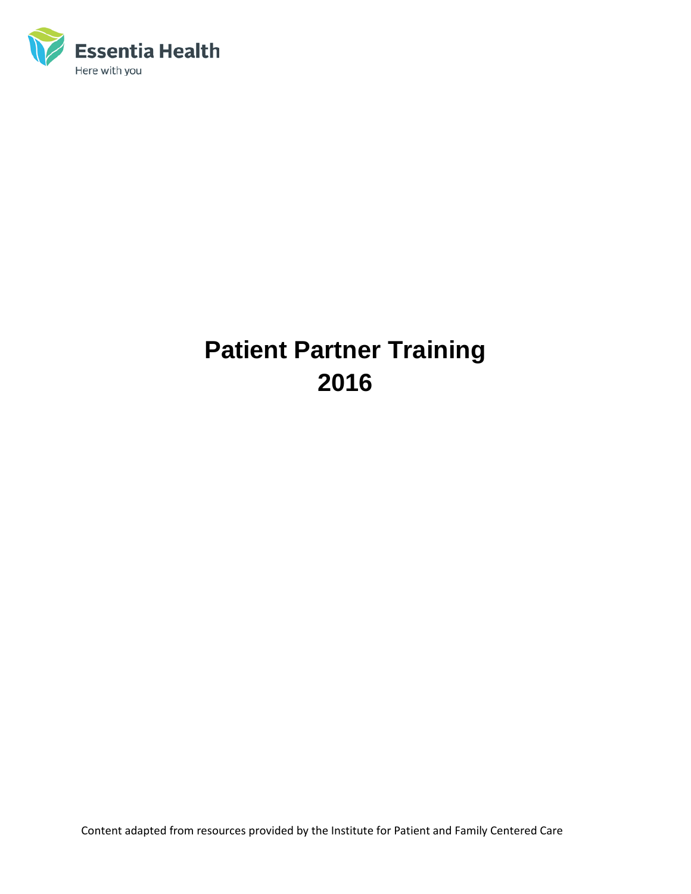Essentia Health

Here with you

# Patient Partner Training 2016

Content adapted from resources provided by the Institute for Patient and Family Centered Care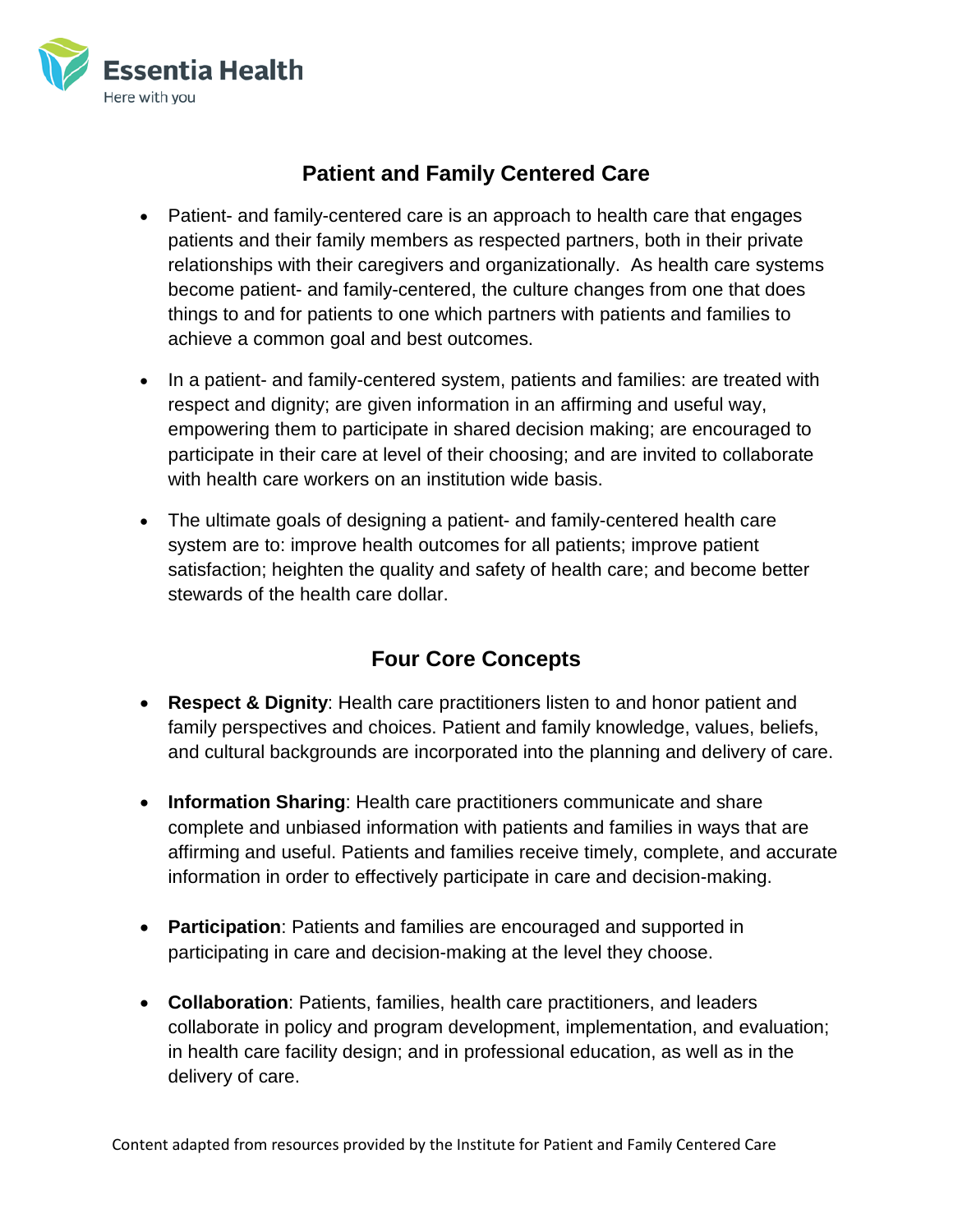Essentia Health
Here with you

## Patient and Family Centered Care

- Patient- and family-centered care is an approach to health care that engages patients and their family members as respected partners, both in their private relationships with their caregivers and organizationally. As health care systems become patient- and family-centered, the culture changes from one that does things to and for patients to one which partners with patients and families to achieve a common goal and best outcomes.
- In a patient- and family-centered system, patients and families: are treated with respect and dignity; are given information in an affirming and useful way, empowering them to participate in shared decision making; are encouraged to participate in their care at level of their choosing; and are invited to collaborate with health care workers on an institution wide basis.
- The ultimate goals of designing a patient- and family-centered health care system are to: improve health outcomes for all patients; improve patient satisfaction; heighten the quality and safety of health care; and become better stewards of the health care dollar.

## Four Core Concepts

- **Respect & Dignity**: Health care practitioners listen to and honor patient and family perspectives and choices. Patient and family knowledge, values, beliefs, and cultural backgrounds are incorporated into the planning and delivery of care.
- **Information Sharing**: Health care practitioners communicate and share complete and unbiased information with patients and families in ways that are affirming and useful. Patients and families receive timely, complete, and accurate information in order to effectively participate in care and decision-making.
- **Participation**: Patients and families are encouraged and supported in participating in care and decision-making at the level they choose.
- **Collaboration**: Patients, families, health care practitioners, and leaders collaborate in policy and program development, implementation, and evaluation; in health care facility design; and in professional education, as well as in the delivery of care.

Content adapted from resources provided by the Institute for Patient and Family Centered Care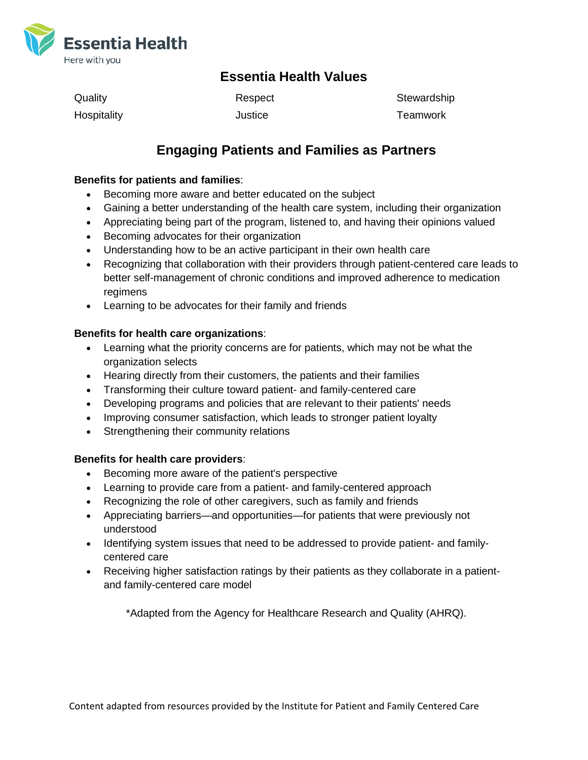Essentia Health

Here with you

## Essentia Health Values

| Quality | Respect | Stewardship |
|---|---|---|
| Hospitality | Justice | Teamwork |

## Engaging Patients and Families as Partners

**Benefits for patients and families**:

- Becoming more aware and better educated on the subject
- Gaining a better understanding of the health care system, including their organization
- Appreciating being part of the program, listened to, and having their opinions valued
- Becoming advocates for their organization
- Understanding how to be an active participant in their own health care
- Recognizing that collaboration with their providers through patient-centered care leads to better self-management of chronic conditions and improved adherence to medication regimens
- Learning to be advocates for their family and friends

**Benefits for health care organizations**:

- Learning what the priority concerns are for patients, which may not be what the organization selects
- Hearing directly from their customers, the patients and their families
- Transforming their culture toward patient- and family-centered care
- Developing programs and policies that are relevant to their patients' needs
- Improving consumer satisfaction, which leads to stronger patient loyalty
- Strengthening their community relations

**Benefits for health care providers**:

- Becoming more aware of the patient's perspective
- Learning to provide care from a patient- and family-centered approach
- Recognizing the role of other caregivers, such as family and friends
- Appreciating barriers—and opportunities—for patients that were previously not understood
- Identifying system issues that need to be addressed to provide patient- and family-centered care
- Receiving higher satisfaction ratings by their patients as they collaborate in a patient- and family-centered care model

*Adapted from the Agency for Healthcare Research and Quality (AHRQ).

Content adapted from resources provided by the Institute for Patient and Family Centered Care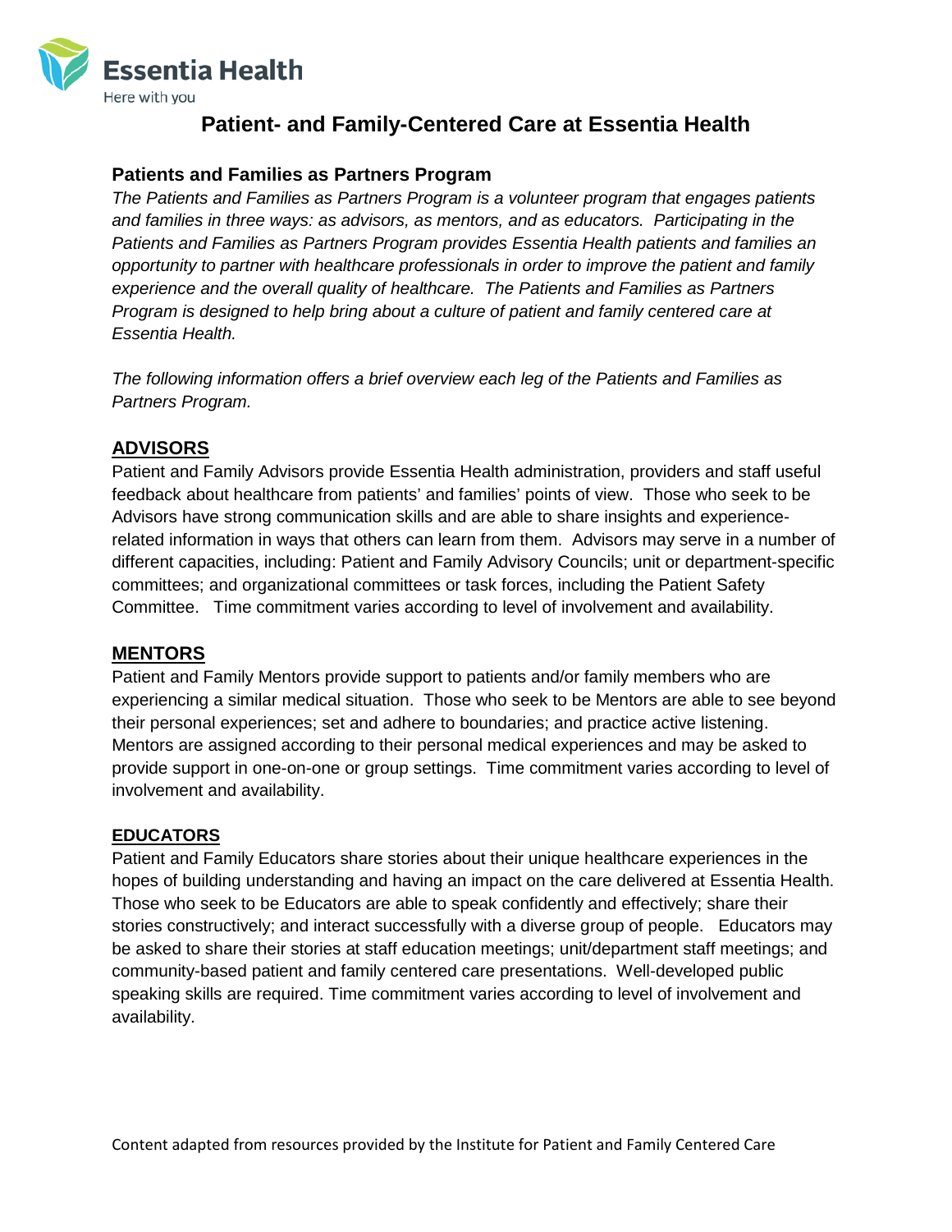Essentia Health

Here with you

# Patient- and Family-Centered Care at Essentia Health

## Patients and Families as Partners Program

*The Patients and Families as Partners Program is a volunteer program that engages patients and families in three ways: as advisors, as mentors, and as educators. Participating in the Patients and Families as Partners Program provides Essentia Health patients and families an opportunity to partner with healthcare professionals in order to improve the patient and family experience and the overall quality of healthcare. The Patients and Families as Partners Program is designed to help bring about a culture of patient and family centered care at Essentia Health.*

*The following information offers a brief overview each leg of the Patients and Families as Partners Program.*

### ADVISORS

Patient and Family Advisors provide Essentia Health administration, providers and staff useful feedback about healthcare from patients' and families' points of view. Those who seek to be Advisors have strong communication skills and are able to share insights and experience-related information in ways that others can learn from them. Advisors may serve in a number of different capacities, including: Patient and Family Advisory Councils; unit or department-specific committees; and organizational committees or task forces, including the Patient Safety Committee. Time commitment varies according to level of involvement and availability.

### MENTORS

Patient and Family Mentors provide support to patients and/or family members who are experiencing a similar medical situation. Those who seek to be Mentors are able to see beyond their personal experiences; set and adhere to boundaries; and practice active listening. Mentors are assigned according to their personal medical experiences and may be asked to provide support in one-on-one or group settings. Time commitment varies according to level of involvement and availability.

### EDUCATORS

Patient and Family Educators share stories about their unique healthcare experiences in the hopes of building understanding and having an impact on the care delivered at Essentia Health. Those who seek to be Educators are able to speak confidently and effectively; share their stories constructively; and interact successfully with a diverse group of people. Educators may be asked to share their stories at staff education meetings; unit/department staff meetings; and community-based patient and family centered care presentations. Well-developed public speaking skills are required. Time commitment varies according to level of involvement and availability.

Content adapted from resources provided by the Institute for Patient and Family Centered Care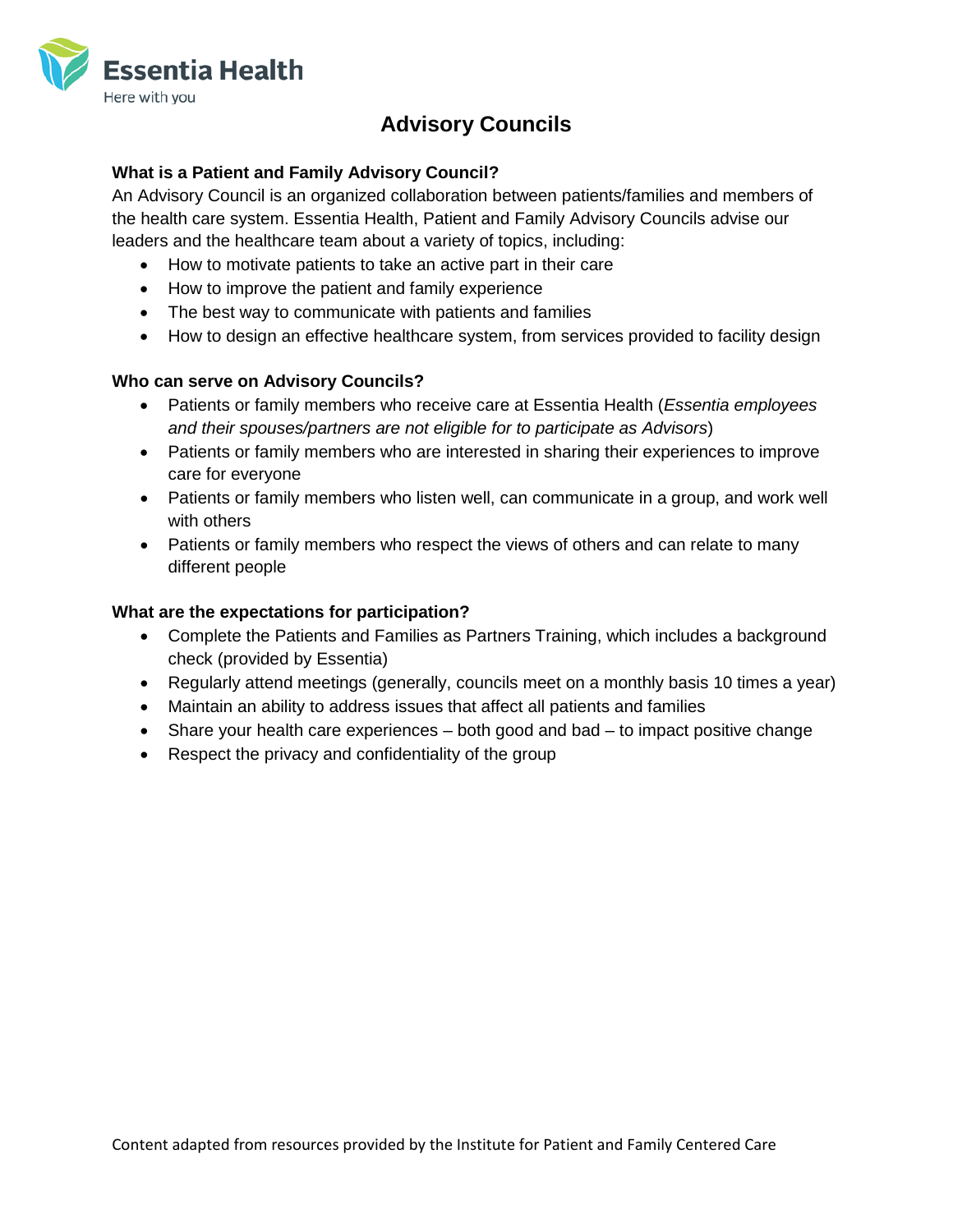Essentia Health
Here with you

# Advisory Councils

### What is a Patient and Family Advisory Council?

An Advisory Council is an organized collaboration between patients/families and members of the health care system. Essentia Health, Patient and Family Advisory Councils advise our leaders and the healthcare team about a variety of topics, including:

- How to motivate patients to take an active part in their care
- How to improve the patient and family experience
- The best way to communicate with patients and families
- How to design an effective healthcare system, from services provided to facility design

### Who can serve on Advisory Councils?

- Patients or family members who receive care at Essentia Health (*Essentia employees and their spouses/partners are not eligible for to participate as Advisors*)
- Patients or family members who are interested in sharing their experiences to improve care for everyone
- Patients or family members who listen well, can communicate in a group, and work well with others
- Patients or family members who respect the views of others and can relate to many different people

### What are the expectations for participation?

- Complete the Patients and Families as Partners Training, which includes a background check (provided by Essentia)
- Regularly attend meetings (generally, councils meet on a monthly basis 10 times a year)
- Maintain an ability to address issues that affect all patients and families
- Share your health care experiences – both good and bad – to impact positive change
- Respect the privacy and confidentiality of the group

Content adapted from resources provided by the Institute for Patient and Family Centered Care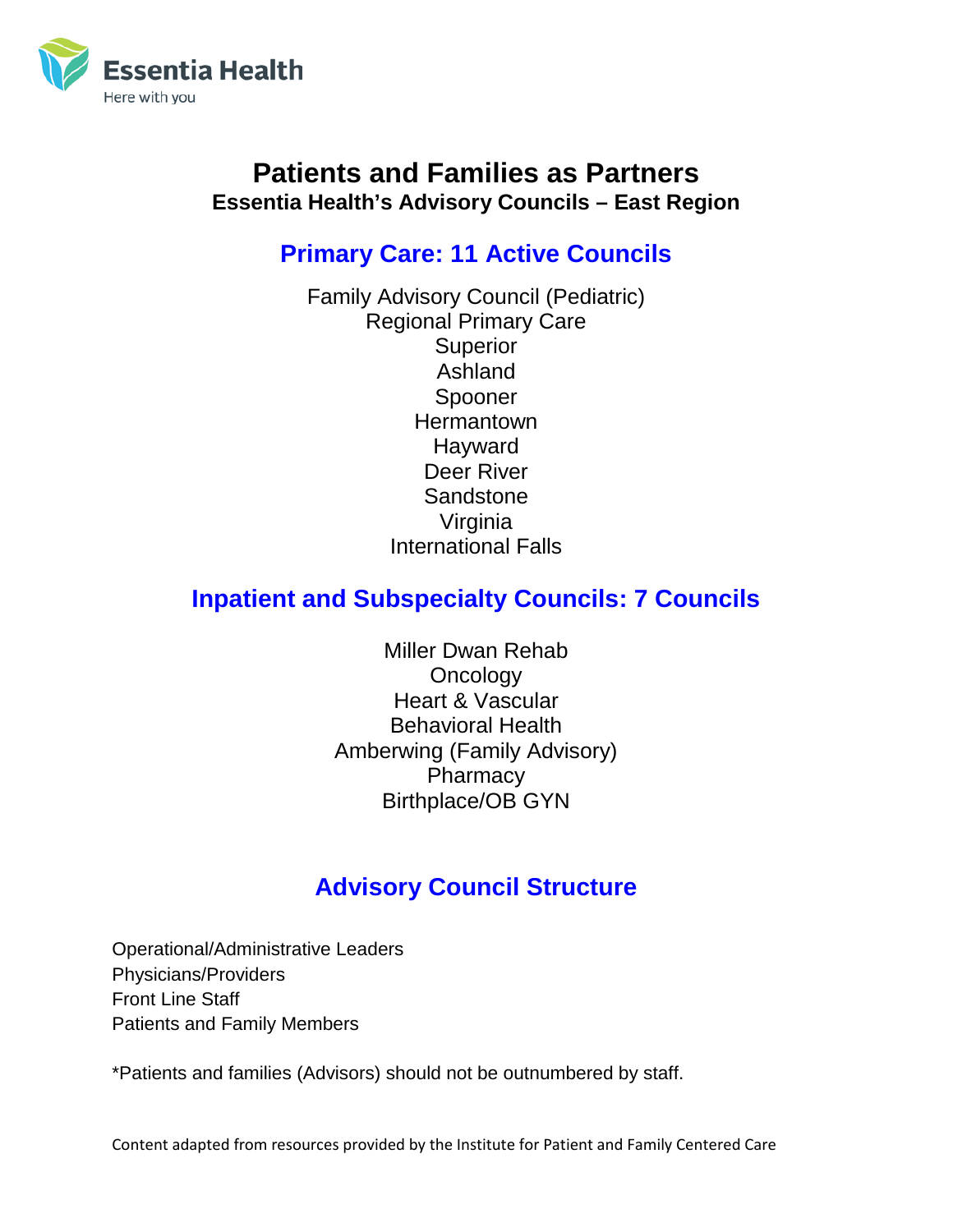Essentia Health
Here with you

# Patients and Families as Partners

**Essentia Health's Advisory Councils – East Region**

## Primary Care: 11 Active Councils

Family Advisory Council (Pediatric)
Regional Primary Care
Superior
Ashland
Spooner
Hermantown
Hayward
Deer River
Sandstone
Virginia
International Falls

## Inpatient and Subspecialty Councils: 7 Councils

Miller Dwan Rehab
Oncology
Heart & Vascular
Behavioral Health
Amberwing (Family Advisory)
Pharmacy
Birthplace/OB GYN

## Advisory Council Structure

Operational/Administrative Leaders
Physicians/Providers
Front Line Staff
Patients and Family Members

*Patients and families (Advisors) should not be outnumbered by staff.

Content adapted from resources provided by the Institute for Patient and Family Centered Care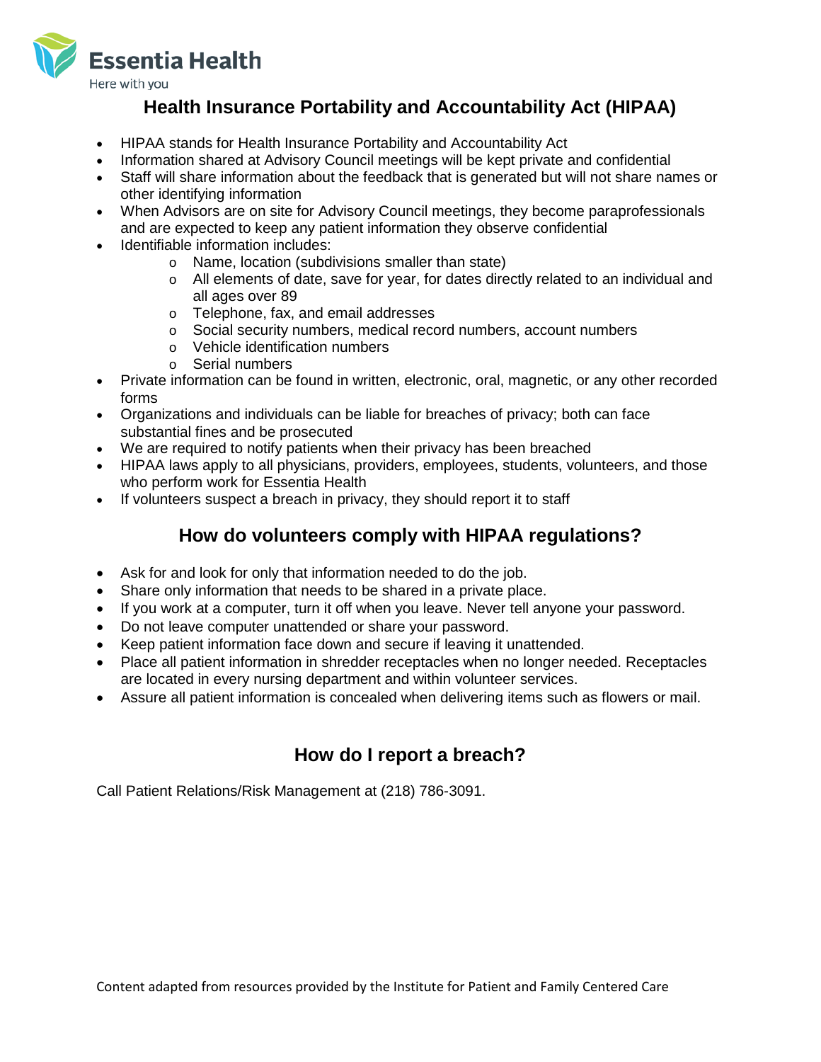Essentia Health

Here with you

# Health Insurance Portability and Accountability Act (HIPAA)

- HIPAA stands for Health Insurance Portability and Accountability Act
- Information shared at Advisory Council meetings will be kept private and confidential
- Staff will share information about the feedback that is generated but will not share names or other identifying information
- When Advisors are on site for Advisory Council meetings, they become paraprofessionals and are expected to keep any patient information they observe confidential
- Identifiable information includes:
    - Name, location (subdivisions smaller than state)
    - All elements of date, save for year, for dates directly related to an individual and all ages over 89
    - Telephone, fax, and email addresses
    - Social security numbers, medical record numbers, account numbers
    - Vehicle identification numbers
    - Serial numbers
- Private information can be found in written, electronic, oral, magnetic, or any other recorded forms
- Organizations and individuals can be liable for breaches of privacy; both can face substantial fines and be prosecuted
- We are required to notify patients when their privacy has been breached
- HIPAA laws apply to all physicians, providers, employees, students, volunteers, and those who perform work for Essentia Health
- If volunteers suspect a breach in privacy, they should report it to staff

## How do volunteers comply with HIPAA regulations?

- Ask for and look for only that information needed to do the job.
- Share only information that needs to be shared in a private place.
- If you work at a computer, turn it off when you leave. Never tell anyone your password.
- Do not leave computer unattended or share your password.
- Keep patient information face down and secure if leaving it unattended.
- Place all patient information in shredder receptacles when no longer needed. Receptacles are located in every nursing department and within volunteer services.
- Assure all patient information is concealed when delivering items such as flowers or mail.

## How do I report a breach?

Call Patient Relations/Risk Management at (218) 786-3091.

Content adapted from resources provided by the Institute for Patient and Family Centered Care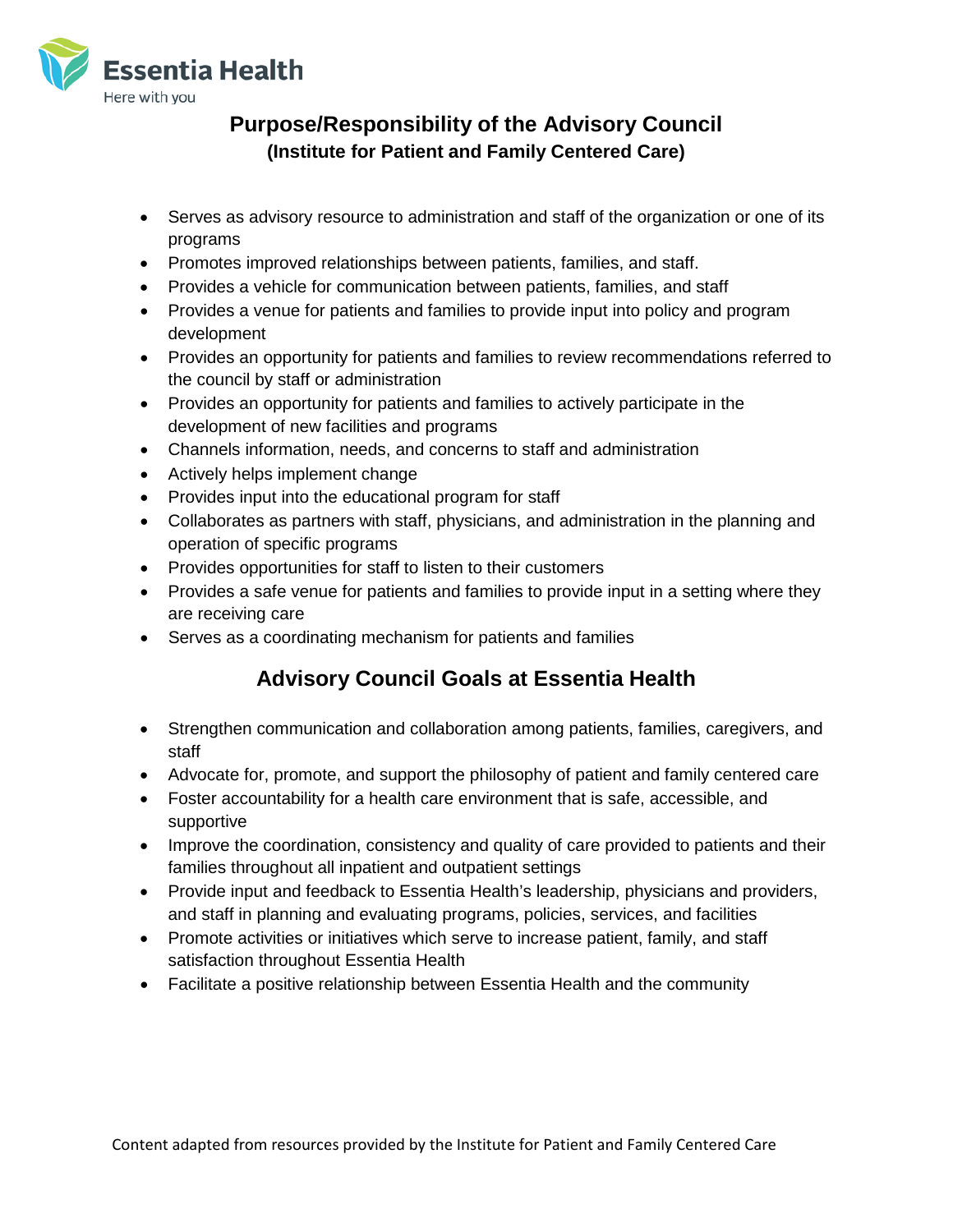Essentia Health
Here with you

## Purpose/Responsibility of the Advisory Council

### (Institute for Patient and Family Centered Care)

- Serves as advisory resource to administration and staff of the organization or one of its programs
- Promotes improved relationships between patients, families, and staff.
- Provides a vehicle for communication between patients, families, and staff
- Provides a venue for patients and families to provide input into policy and program development
- Provides an opportunity for patients and families to review recommendations referred to the council by staff or administration
- Provides an opportunity for patients and families to actively participate in the development of new facilities and programs
- Channels information, needs, and concerns to staff and administration
- Actively helps implement change
- Provides input into the educational program for staff
- Collaborates as partners with staff, physicians, and administration in the planning and operation of specific programs
- Provides opportunities for staff to listen to their customers
- Provides a safe venue for patients and families to provide input in a setting where they are receiving care
- Serves as a coordinating mechanism for patients and families

## Advisory Council Goals at Essentia Health

- Strengthen communication and collaboration among patients, families, caregivers, and staff
- Advocate for, promote, and support the philosophy of patient and family centered care
- Foster accountability for a health care environment that is safe, accessible, and supportive
- Improve the coordination, consistency and quality of care provided to patients and their families throughout all inpatient and outpatient settings
- Provide input and feedback to Essentia Health's leadership, physicians and providers, and staff in planning and evaluating programs, policies, services, and facilities
- Promote activities or initiatives which serve to increase patient, family, and staff satisfaction throughout Essentia Health
- Facilitate a positive relationship between Essentia Health and the community

Content adapted from resources provided by the Institute for Patient and Family Centered Care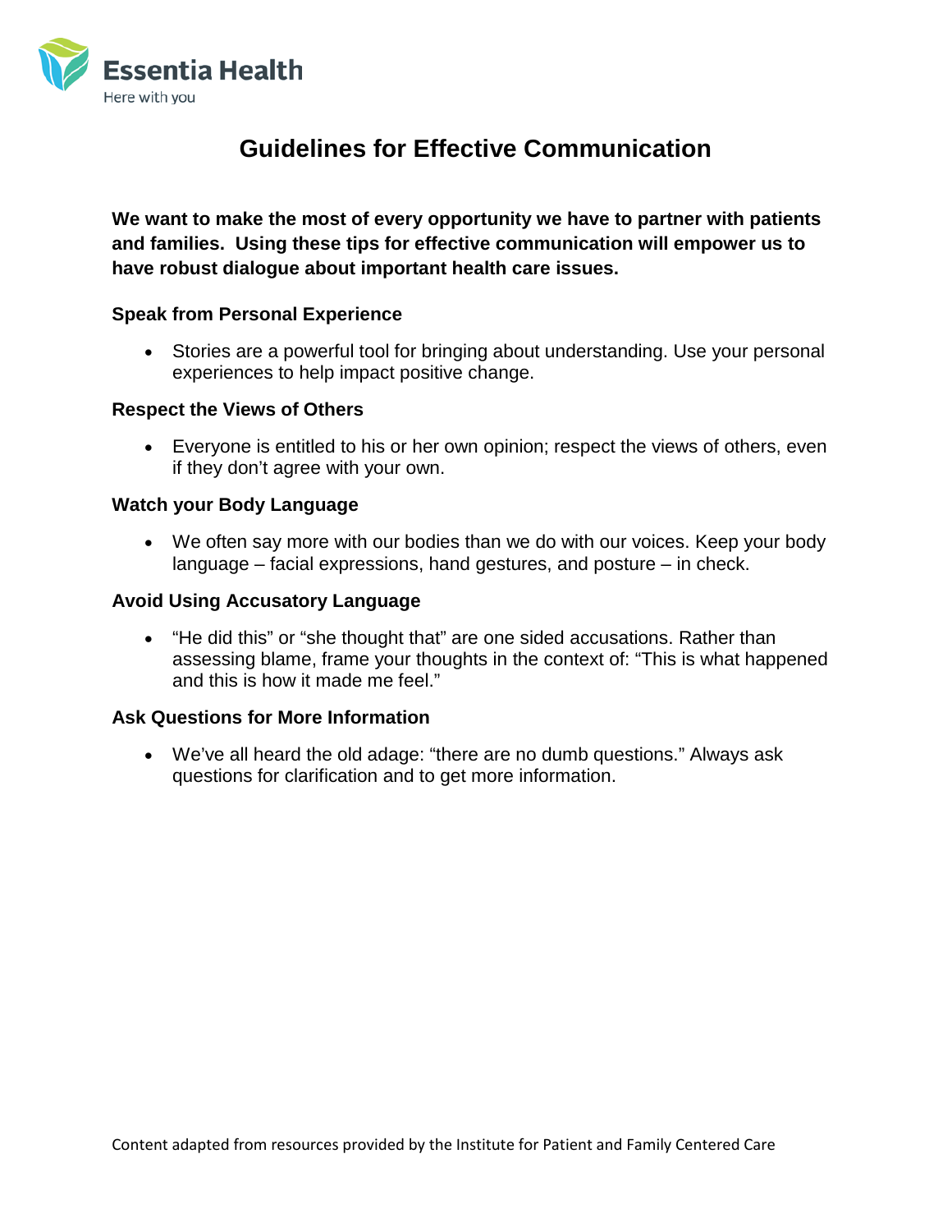Essentia Health
Here with you

# Guidelines for Effective Communication

**We want to make the most of every opportunity we have to partner with patients and families. Using these tips for effective communication will empower us to have robust dialogue about important health care issues.**

### Speak from Personal Experience

- Stories are a powerful tool for bringing about understanding. Use your personal experiences to help impact positive change.

### Respect the Views of Others

- Everyone is entitled to his or her own opinion; respect the views of others, even if they don't agree with your own.

### Watch your Body Language

- We often say more with our bodies than we do with our voices. Keep your body language – facial expressions, hand gestures, and posture – in check.

### Avoid Using Accusatory Language

- "He did this" or "she thought that" are one sided accusations. Rather than assessing blame, frame your thoughts in the context of: "This is what happened and this is how it made me feel."

### Ask Questions for More Information

- We've all heard the old adage: "there are no dumb questions." Always ask questions for clarification and to get more information.

Content adapted from resources provided by the Institute for Patient and Family Centered Care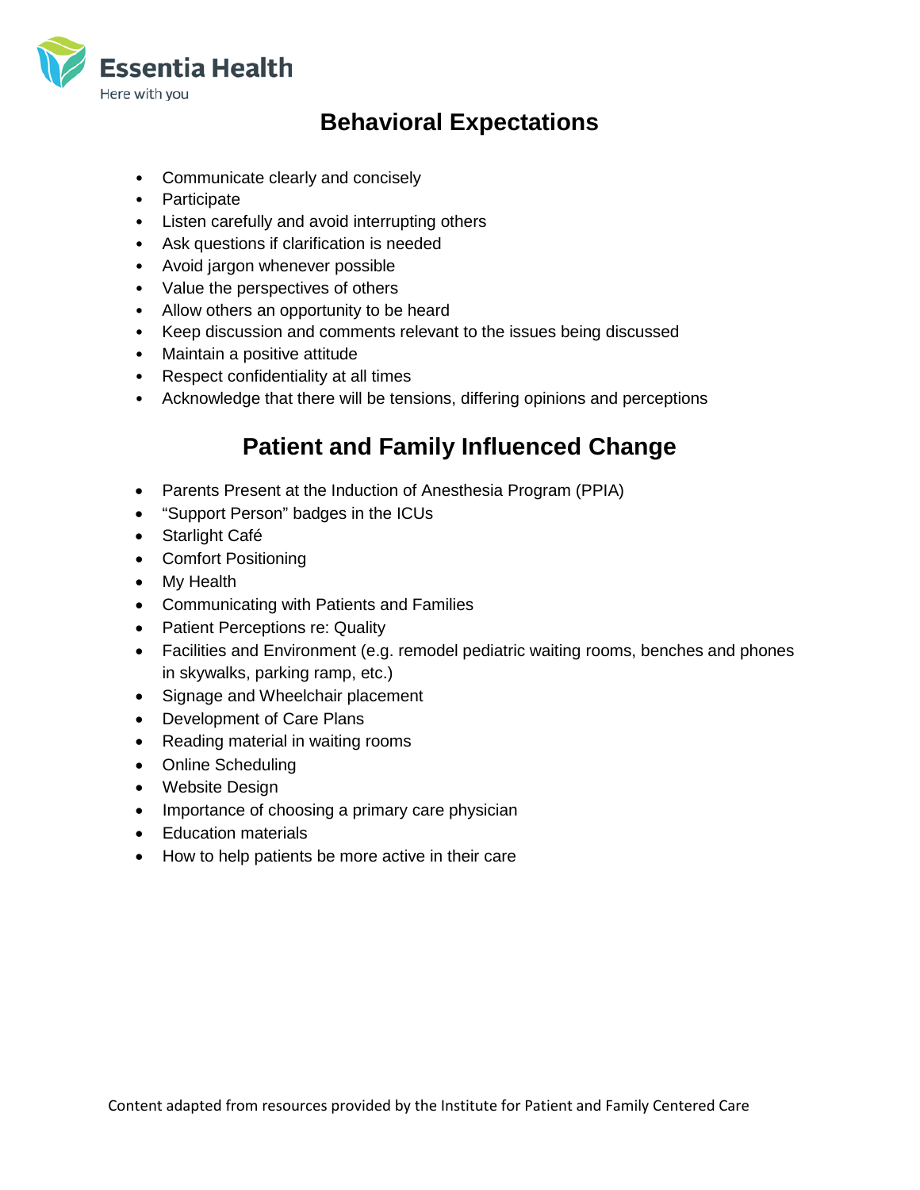Essentia Health
Here with you

## Behavioral Expectations

- Communicate clearly and concisely
- Participate
- Listen carefully and avoid interrupting others
- Ask questions if clarification is needed
- Avoid jargon whenever possible
- Value the perspectives of others
- Allow others an opportunity to be heard
- Keep discussion and comments relevant to the issues being discussed
- Maintain a positive attitude
- Respect confidentiality at all times
- Acknowledge that there will be tensions, differing opinions and perceptions

## Patient and Family Influenced Change

- Parents Present at the Induction of Anesthesia Program (PPIA)
- "Support Person" badges in the ICUs
- Starlight Café
- Comfort Positioning
- My Health
- Communicating with Patients and Families
- Patient Perceptions re: Quality
- Facilities and Environment (e.g. remodel pediatric waiting rooms, benches and phones in skywalks, parking ramp, etc.)
- Signage and Wheelchair placement
- Development of Care Plans
- Reading material in waiting rooms
- Online Scheduling
- Website Design
- Importance of choosing a primary care physician
- Education materials
- How to help patients be more active in their care

Content adapted from resources provided by the Institute for Patient and Family Centered Care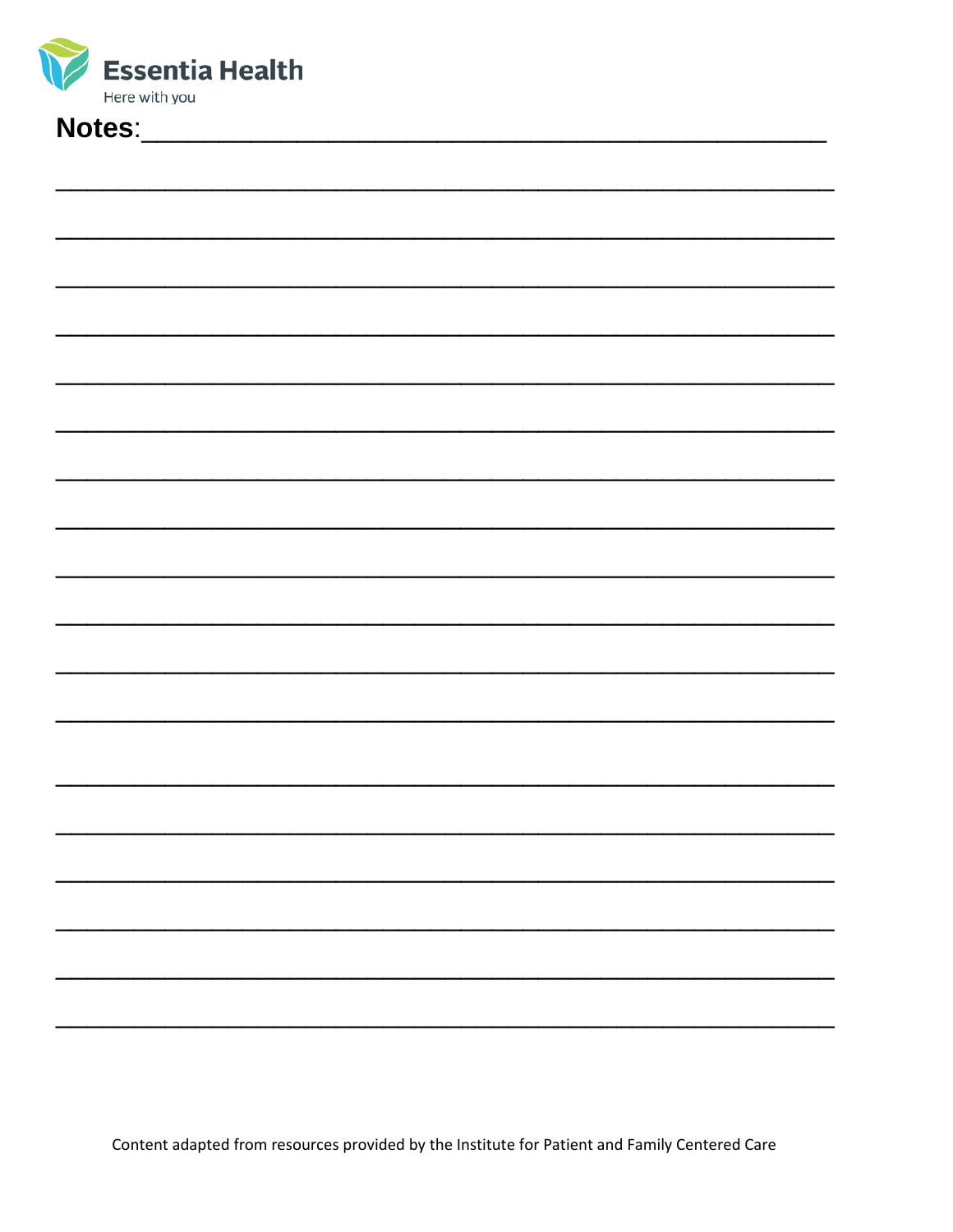Essentia Health

Here with you

**Notes**:_____________________________________________

_________________________________________________________

_________________________________________________________

_________________________________________________________

_________________________________________________________

_________________________________________________________

_________________________________________________________

_________________________________________________________

_________________________________________________________

_________________________________________________________

_________________________________________________________

_________________________________________________________

_________________________________________________________

_________________________________________________________

_________________________________________________________

_________________________________________________________

_________________________________________________________

_________________________________________________________

_________________________________________________________

Content adapted from resources provided by the Institute for Patient and Family Centered Care